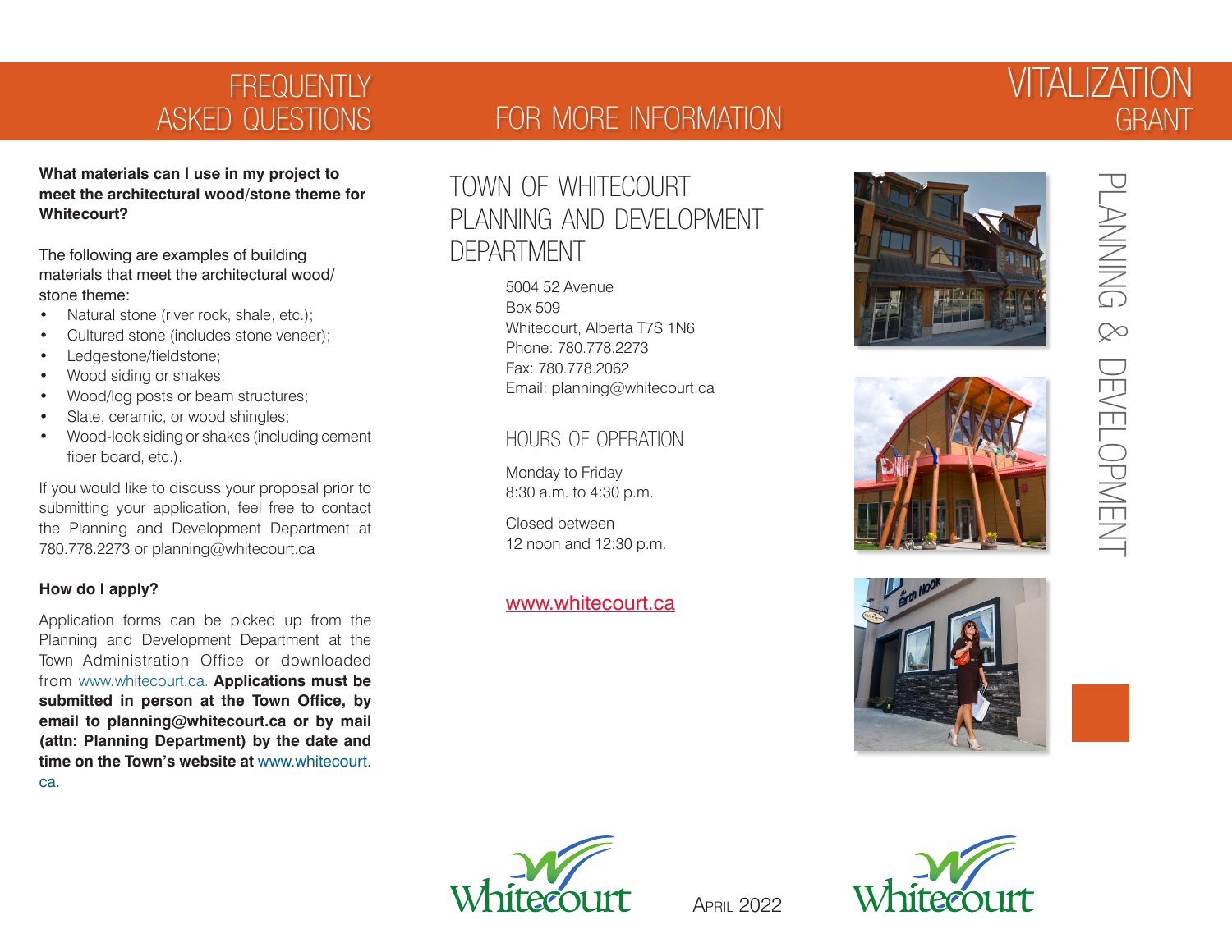# FREQUENTLY ASKED QUESTIONS

**What materials can I use in my project to meet the architectural wood/stone theme for Whitecourt?**

The following are examples of building materials that meet the architectural wood/stone theme:

- Natural stone (river rock, shale, etc.);
- Cultured stone (includes stone veneer);
- Ledgestone/fieldstone;
- Wood siding or shakes;
- Wood/log posts or beam structures;
- Slate, ceramic, or wood shingles;
- Wood-look siding or shakes (including cement fiber board, etc.).

If you would like to discuss your proposal prior to submitting your application, feel free to contact the Planning and Development Department at 780.778.2273 or planning@whitecourt.ca

**How do I apply?**

Application forms can be picked up from the Planning and Development Department at the Town Administration Office or downloaded from www.whitecourt.ca. **Applications must be submitted in person at the Town Office, by email to planning@whitecourt.ca or by mail (attn: Planning Department) by the date and time on the Town's website at** www.whitecourt.ca.

# FOR MORE INFORMATION

## TOWN OF WHITECOURT PLANNING AND DEVELOPMENT DEPARTMENT

5004 52 Avenue
Box 509
Whitecourt, Alberta T7S 1N6
Phone: 780.778.2273
Fax: 780.778.2062
Email: planning@whitecourt.ca

## HOURS OF OPERATION

Monday to Friday
8:30 a.m. to 4:30 p.m.

Closed between
12 noon and 12:30 p.m.

www.whitecourt.ca

Whitecourt

April 2022

# VITALIZATION GRANT

PLANNING & DEVELOPMENT

Whitecourt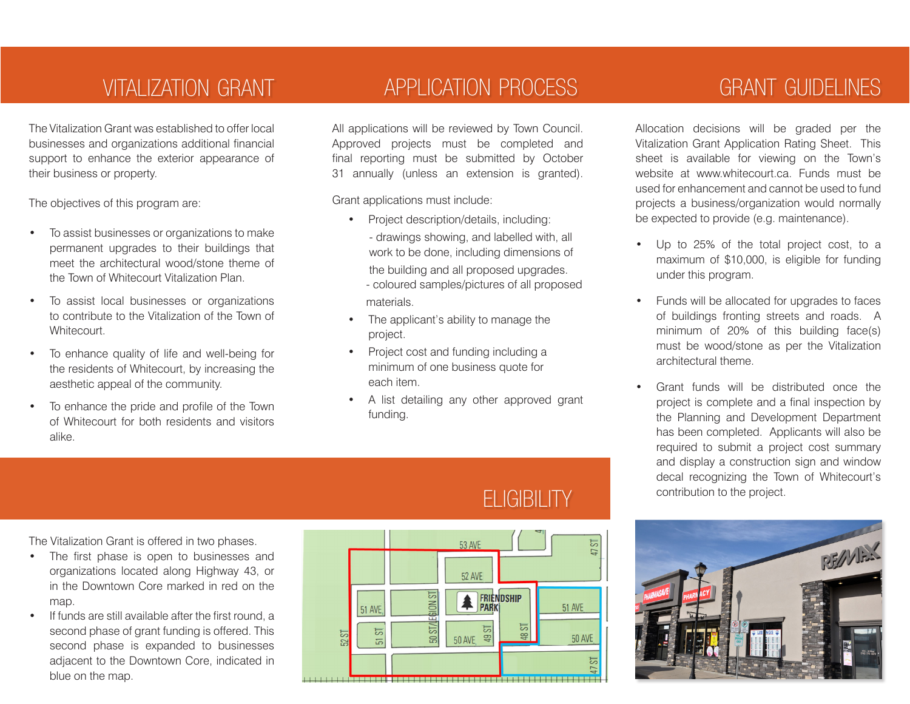# VITALIZATION GRANT

The Vitalization Grant was established to offer local businesses and organizations additional financial support to enhance the exterior appearance of their business or property.

The objectives of this program are:

- To assist businesses or organizations to make permanent upgrades to their buildings that meet the architectural wood/stone theme of the Town of Whitecourt Vitalization Plan.
- To assist local businesses or organizations to contribute to the Vitalization of the Town of Whitecourt.
- To enhance quality of life and well-being for the residents of Whitecourt, by increasing the aesthetic appeal of the community.
- To enhance the pride and profile of the Town of Whitecourt for both residents and visitors alike.

# APPLICATION PROCESS

All applications will be reviewed by Town Council. Approved projects must be completed and final reporting must be submitted by October 31 annually (unless an extension is granted).

Grant applications must include:

- Project description/details, including:
  - drawings showing, and labelled with, all work to be done, including dimensions of the building and all proposed upgrades.
  - coloured samples/pictures of all proposed materials.
- The applicant's ability to manage the project.
- Project cost and funding including a minimum of one business quote for each item.
- A list detailing any other approved grant funding.

# GRANT GUIDELINES

Allocation decisions will be graded per the Vitalization Grant Application Rating Sheet. This sheet is available for viewing on the Town's website at www.whitecourt.ca. Funds must be used for enhancement and cannot be used to fund projects a business/organization would normally be expected to provide (e.g. maintenance).

- Up to 25% of the total project cost, to a maximum of $10,000, is eligible for funding under this program.
- Funds will be allocated for upgrades to faces of buildings fronting streets and roads. A minimum of 20% of this building face(s) must be wood/stone as per the Vitalization architectural theme.
- Grant funds will be distributed once the project is complete and a final inspection by the Planning and Development Department has been completed. Applicants will also be required to submit a project cost summary and display a construction sign and window decal recognizing the Town of Whitecourt's contribution to the project.

# ELIGIBILITY

The Vitalization Grant is offered in two phases.

- The first phase is open to businesses and organizations located along Highway 43, or in the Downtown Core marked in red on the map.
- If funds are still available after the first round, a second phase of grant funding is offered. This second phase is expanded to businesses adjacent to the Downtown Core, indicated in blue on the map.

53 AVE
52 AVE
51 AVE
50 AVE
52 ST
51 ST
50 ST/LEGION ST
49 ST
48 ST
47 ST
FRIENDSHIP PARK